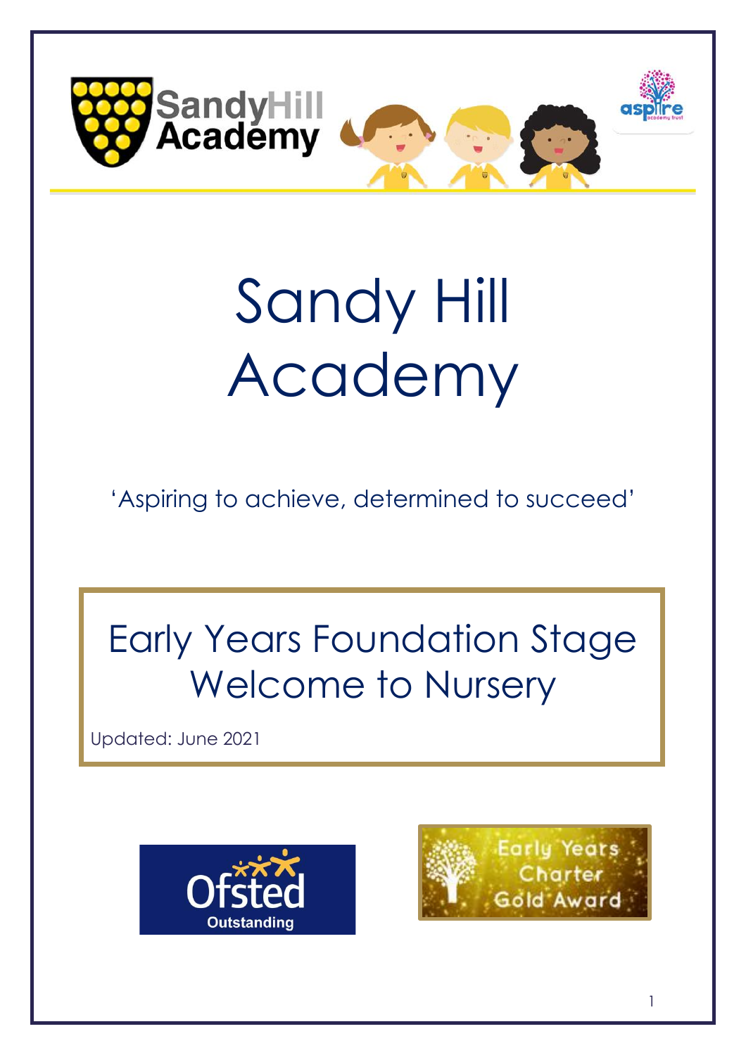# Sandy Hill Academy

'Aspiring to achieve, determined to succeed'

## Early Years Foundation Stage Welcome to Nursery

Updated: June 2021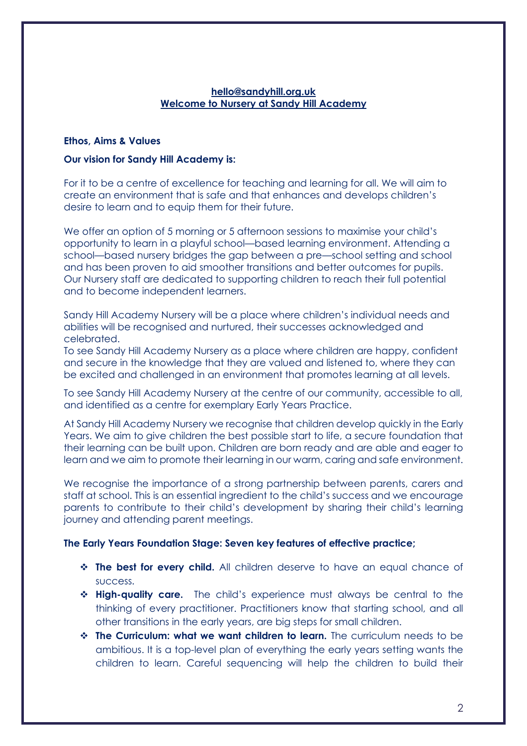**hello@sandyhill.org.uk**
**Welcome to Nursery at Sandy Hill Academy**

### Ethos, Aims & Values

**Our vision for Sandy Hill Academy is:**

For it to be a centre of excellence for teaching and learning for all. We will aim to create an environment that is safe and that enhances and develops children's desire to learn and to equip them for their future.

We offer an option of 5 morning or 5 afternoon sessions to maximise your child's opportunity to learn in a playful school—based learning environment. Attending a school—based nursery bridges the gap between a pre—school setting and school and has been proven to aid smoother transitions and better outcomes for pupils. Our Nursery staff are dedicated to supporting children to reach their full potential and to become independent learners.

Sandy Hill Academy Nursery will be a place where children's individual needs and abilities will be recognised and nurtured, their successes acknowledged and celebrated.
To see Sandy Hill Academy Nursery as a place where children are happy, confident and secure in the knowledge that they are valued and listened to, where they can be excited and challenged in an environment that promotes learning at all levels.

To see Sandy Hill Academy Nursery at the centre of our community, accessible to all, and identified as a centre for exemplary Early Years Practice.

At Sandy Hill Academy Nursery we recognise that children develop quickly in the Early Years. We aim to give children the best possible start to life, a secure foundation that their learning can be built upon. Children are born ready and are able and eager to learn and we aim to promote their learning in our warm, caring and safe environment.

We recognise the importance of a strong partnership between parents, carers and staff at school. This is an essential ingredient to the child's success and we encourage parents to contribute to their child's development by sharing their child's learning journey and attending parent meetings.

**The Early Years Foundation Stage: Seven key features of effective practice;**

- **The best for every child.** All children deserve to have an equal chance of success.
- **High-quality care.** The child's experience must always be central to the thinking of every practitioner. Practitioners know that starting school, and all other transitions in the early years, are big steps for small children.
- **The Curriculum: what we want children to learn.** The curriculum needs to be ambitious. It is a top-level plan of everything the early years setting wants the children to learn. Careful sequencing will help the children to build their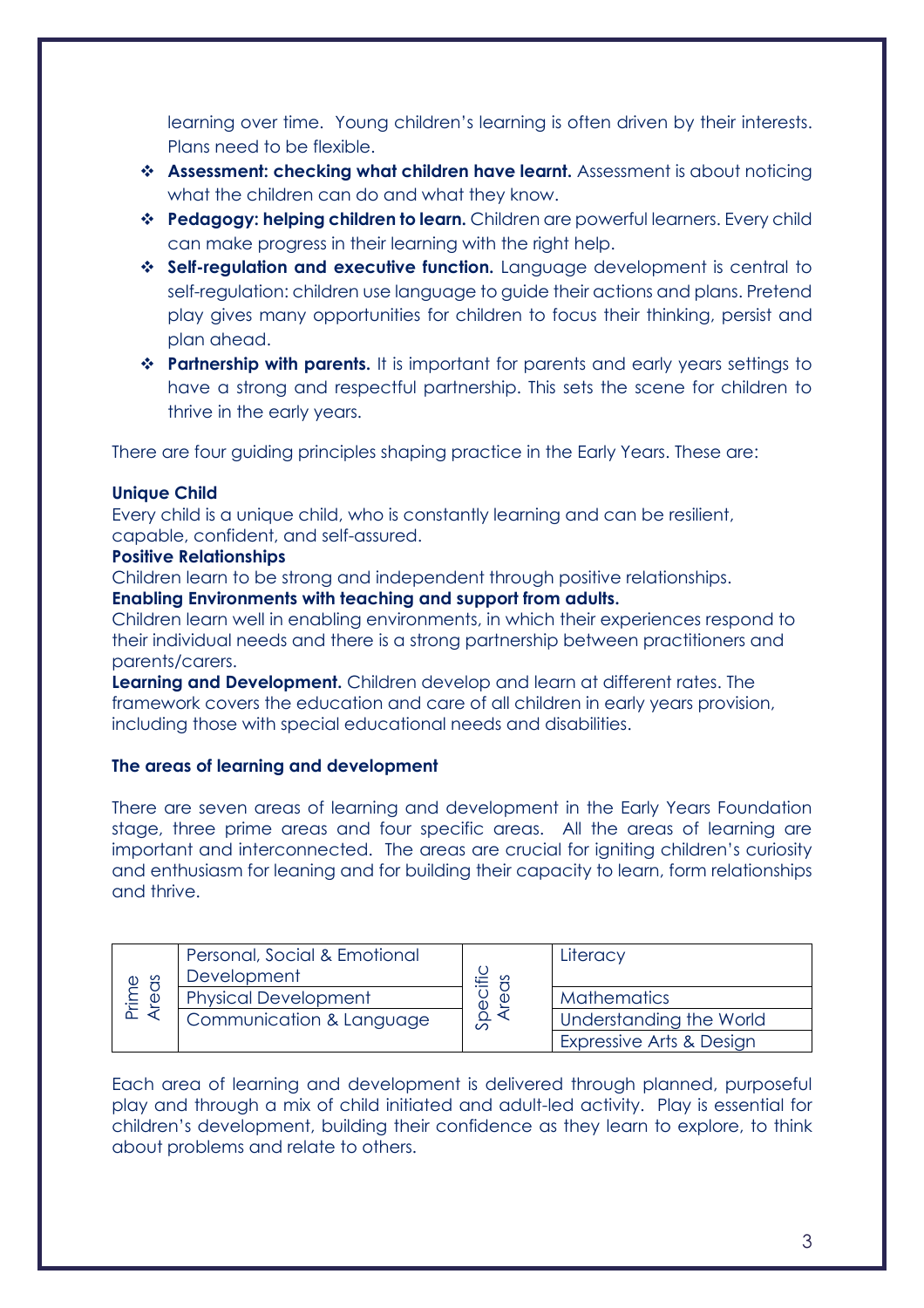learning over time. Young children's learning is often driven by their interests. Plans need to be flexible.

- **Assessment: checking what children have learnt.** Assessment is about noticing what the children can do and what they know.
- **Pedagogy: helping children to learn.** Children are powerful learners. Every child can make progress in their learning with the right help.
- **Self-regulation and executive function.** Language development is central to self-regulation: children use language to guide their actions and plans. Pretend play gives many opportunities for children to focus their thinking, persist and plan ahead.
- **Partnership with parents.** It is important for parents and early years settings to have a strong and respectful partnership. This sets the scene for children to thrive in the early years.

There are four guiding principles shaping practice in the Early Years. These are:

**Unique Child**
Every child is a unique child, who is constantly learning and can be resilient, capable, confident, and self-assured.

**Positive Relationships**
Children learn to be strong and independent through positive relationships.

**Enabling Environments with teaching and support from adults.**
Children learn well in enabling environments, in which their experiences respond to their individual needs and there is a strong partnership between practitioners and parents/carers.

**Learning and Development.** Children develop and learn at different rates. The framework covers the education and care of all children in early years provision, including those with special educational needs and disabilities.

**The areas of learning and development**

There are seven areas of learning and development in the Early Years Foundation stage, three prime areas and four specific areas. All the areas of learning are important and interconnected. The areas are crucial for igniting children's curiosity and enthusiasm for leaning and for building their capacity to learn, form relationships and thrive.

| Prime Areas | | Specific Areas | |
|---|---|---|---|
| | Personal, Social & Emotional Development | | Literacy |
| | Physical Development | | Mathematics |
| | Communication & Language | | Understanding the World |
| | | | Expressive Arts & Design |

Each area of learning and development is delivered through planned, purposeful play and through a mix of child initiated and adult-led activity. Play is essential for children's development, building their confidence as they learn to explore, to think about problems and relate to others.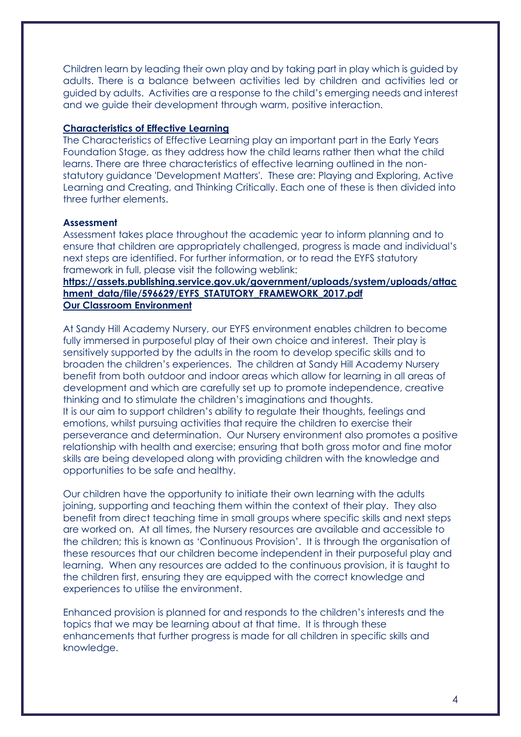Children learn by leading their own play and by taking part in play which is guided by adults. There is a balance between activities led by children and activities led or guided by adults. Activities are a response to the child's emerging needs and interest and we guide their development through warm, positive interaction.

**Characteristics of Effective Learning**

The Characteristics of Effective Learning play an important part in the Early Years Foundation Stage, as they address how the child learns rather then what the child learns. There are three characteristics of effective learning outlined in the non-statutory guidance 'Development Matters'. These are: Playing and Exploring, Active Learning and Creating, and Thinking Critically. Each one of these is then divided into three further elements.

**Assessment**

Assessment takes place throughout the academic year to inform planning and to ensure that children are appropriately challenged, progress is made and individual's next steps are identified. For further information, or to read the EYFS statutory framework in full, please visit the following weblink:

**https://assets.publishing.service.gov.uk/government/uploads/system/uploads/attachment_data/file/596629/EYFS_STATUTORY_FRAMEWORK_2017.pdf**

**Our Classroom Environment**

At Sandy Hill Academy Nursery, our EYFS environment enables children to become fully immersed in purposeful play of their own choice and interest. Their play is sensitively supported by the adults in the room to develop specific skills and to broaden the children's experiences. The children at Sandy Hill Academy Nursery benefit from both outdoor and indoor areas which allow for learning in all areas of development and which are carefully set up to promote independence, creative thinking and to stimulate the children's imaginations and thoughts.
It is our aim to support children's ability to regulate their thoughts, feelings and emotions, whilst pursuing activities that require the children to exercise their perseverance and determination. Our Nursery environment also promotes a positive relationship with health and exercise; ensuring that both gross motor and fine motor skills are being developed along with providing children with the knowledge and opportunities to be safe and healthy.

Our children have the opportunity to initiate their own learning with the adults joining, supporting and teaching them within the context of their play. They also benefit from direct teaching time in small groups where specific skills and next steps are worked on. At all times, the Nursery resources are available and accessible to the children; this is known as 'Continuous Provision'. It is through the organisation of these resources that our children become independent in their purposeful play and learning. When any resources are added to the continuous provision, it is taught to the children first, ensuring they are equipped with the correct knowledge and experiences to utilise the environment.

Enhanced provision is planned for and responds to the children's interests and the topics that we may be learning about at that time. It is through these enhancements that further progress is made for all children in specific skills and knowledge.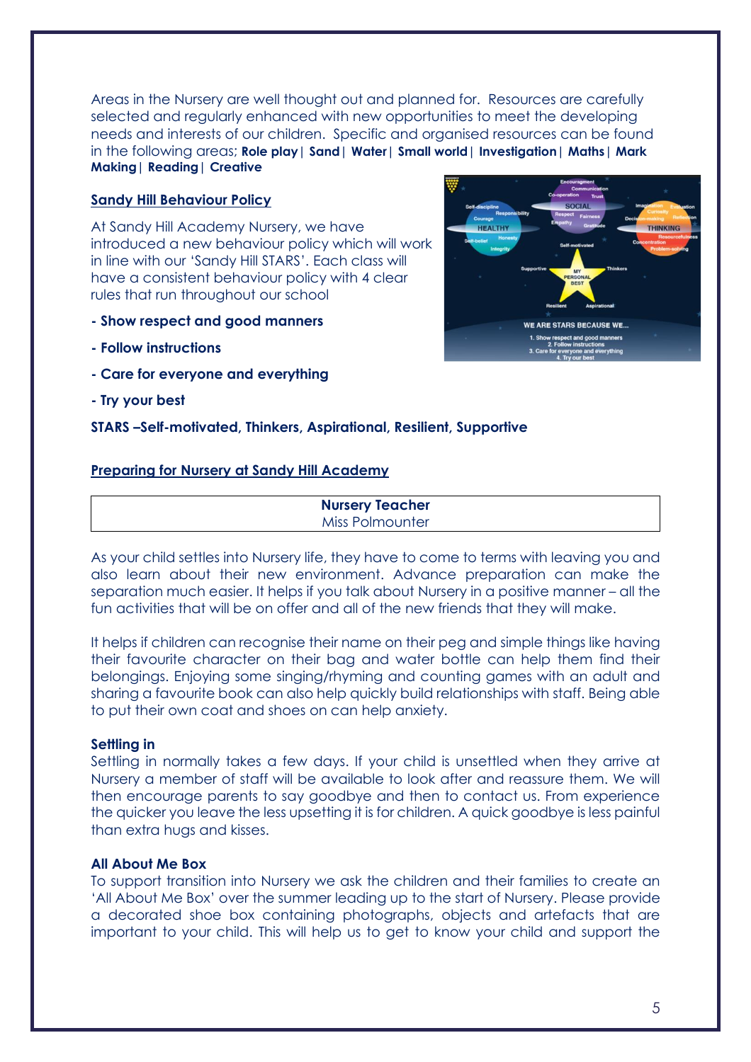Areas in the Nursery are well thought out and planned for. Resources are carefully selected and regularly enhanced with new opportunities to meet the developing needs and interests of our children. Specific and organised resources can be found in the following areas; **Role play | Sand | Water | Small world | Investigation | Maths | Mark Making | Reading | Creative**

## Sandy Hill Behaviour Policy

At Sandy Hill Academy Nursery, we have introduced a new behaviour policy which will work in line with our 'Sandy Hill STARS'. Each class will have a consistent behaviour policy with 4 clear rules that run throughout our school

**- Show respect and good manners**

**- Follow instructions**

**- Care for everyone and everything**

**- Try your best**

**STARS –Self-motivated, Thinkers, Aspirational, Resilient, Supportive**

## Preparing for Nursery at Sandy Hill Academy

| **Nursery Teacher**<br>Miss Polmounter |
|---|

As your child settles into Nursery life, they have to come to terms with leaving you and also learn about their new environment. Advance preparation can make the separation much easier. It helps if you talk about Nursery in a positive manner – all the fun activities that will be on offer and all of the new friends that they will make.

It helps if children can recognise their name on their peg and simple things like having their favourite character on their bag and water bottle can help them find their belongings. Enjoying some singing/rhyming and counting games with an adult and sharing a favourite book can also help quickly build relationships with staff. Being able to put their own coat and shoes on can help anxiety.

### Settling in

Settling in normally takes a few days. If your child is unsettled when they arrive at Nursery a member of staff will be available to look after and reassure them. We will then encourage parents to say goodbye and then to contact us. From experience the quicker you leave the less upsetting it is for children. A quick goodbye is less painful than extra hugs and kisses.

### All About Me Box

To support transition into Nursery we ask the children and their families to create an 'All About Me Box' over the summer leading up to the start of Nursery. Please provide a decorated shoe box containing photographs, objects and artefacts that are important to your child. This will help us to get to know your child and support the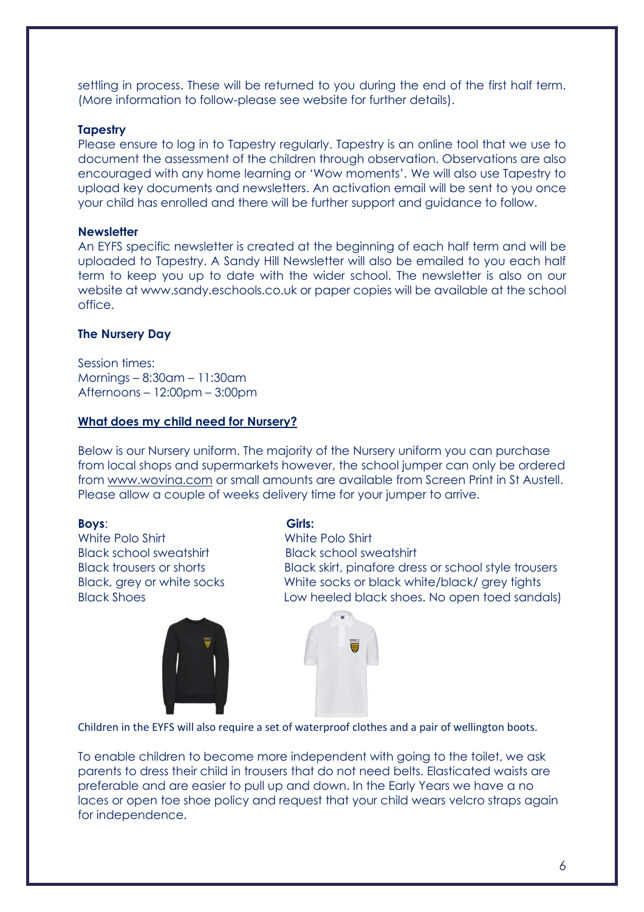settling in process. These will be returned to you during the end of the first half term. (More information to follow-please see website for further details).

**Tapestry**

Please ensure to log in to Tapestry regularly. Tapestry is an online tool that we use to document the assessment of the children through observation. Observations are also encouraged with any home learning or 'Wow moments'. We will also use Tapestry to upload key documents and newsletters. An activation email will be sent to you once your child has enrolled and there will be further support and guidance to follow.

**Newsletter**

An EYFS specific newsletter is created at the beginning of each half term and will be uploaded to Tapestry. A Sandy Hill Newsletter will also be emailed to you each half term to keep you up to date with the wider school. The newsletter is also on our website at www.sandy.eschools.co.uk or paper copies will be available at the school office.

**The Nursery Day**

Session times:
Mornings – 8:30am – 11:30am
Afternoons – 12:00pm – 3:00pm

**What does my child need for Nursery?**

Below is our Nursery uniform. The majority of the Nursery uniform you can purchase from local shops and supermarkets however, the school jumper can only be ordered from www.wovina.com or small amounts are available from Screen Print in St Austell. Please allow a couple of weeks delivery time for your jumper to arrive.

**Boys**:
White Polo Shirt
Black school sweatshirt
Black trousers or shorts
Black, grey or white socks
Black Shoes

**Girls:**
White Polo Shirt
Black school sweatshirt
Black skirt, pinafore dress or school style trousers
White socks or black white/black/ grey tights
Low heeled black shoes. No open toed sandals)

Children in the EYFS will also require a set of waterproof clothes and a pair of wellington boots.

To enable children to become more independent with going to the toilet, we ask parents to dress their child in trousers that do not need belts. Elasticated waists are preferable and are easier to pull up and down. In the Early Years we have a no laces or open toe shoe policy and request that your child wears velcro straps again for independence.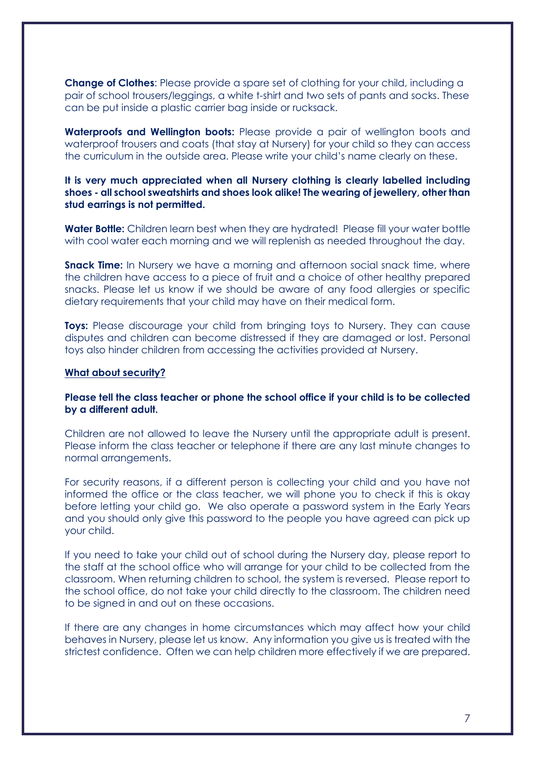**Change of Clothes**: Please provide a spare set of clothing for your child, including a pair of school trousers/leggings, a white t-shirt and two sets of pants and socks. These can be put inside a plastic carrier bag inside or rucksack.

**Waterproofs and Wellington boots:** Please provide a pair of wellington boots and waterproof trousers and coats (that stay at Nursery) for your child so they can access the curriculum in the outside area. Please write your child's name clearly on these.

**It is very much appreciated when all Nursery clothing is clearly labelled including shoes - all school sweatshirts and shoes look alike! The wearing of jewellery, other than stud earrings is not permitted.**

**Water Bottle:** Children learn best when they are hydrated! Please fill your water bottle with cool water each morning and we will replenish as needed throughout the day.

**Snack Time:** In Nursery we have a morning and afternoon social snack time, where the children have access to a piece of fruit and a choice of other healthy prepared snacks. Please let us know if we should be aware of any food allergies or specific dietary requirements that your child may have on their medical form.

**Toys:** Please discourage your child from bringing toys to Nursery. They can cause disputes and children can become distressed if they are damaged or lost. Personal toys also hinder children from accessing the activities provided at Nursery.

## What about security?

**Please tell the class teacher or phone the school office if your child is to be collected by a different adult.**

Children are not allowed to leave the Nursery until the appropriate adult is present. Please inform the class teacher or telephone if there are any last minute changes to normal arrangements.

For security reasons, if a different person is collecting your child and you have not informed the office or the class teacher, we will phone you to check if this is okay before letting your child go. We also operate a password system in the Early Years and you should only give this password to the people you have agreed can pick up your child.

If you need to take your child out of school during the Nursery day, please report to the staff at the school office who will arrange for your child to be collected from the classroom. When returning children to school, the system is reversed. Please report to the school office, do not take your child directly to the classroom. The children need to be signed in and out on these occasions.

If there are any changes in home circumstances which may affect how your child behaves in Nursery, please let us know. Any information you give us is treated with the strictest confidence. Often we can help children more effectively if we are prepared.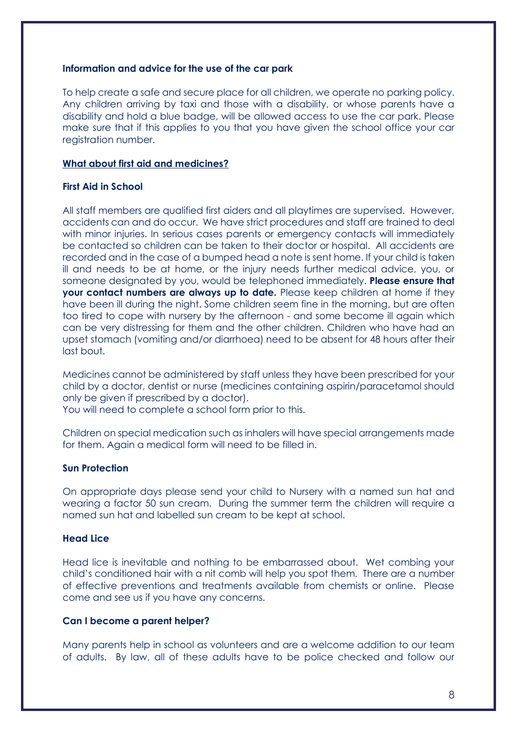**Information and advice for the use of the car park**

To help create a safe and secure place for all children, we operate no parking policy. Any children arriving by taxi and those with a disability, or whose parents have a disability and hold a blue badge, will be allowed access to use the car park. Please make sure that if this applies to you that you have given the school office your car registration number.

## **What about first aid and medicines?**

**First Aid in School**

All staff members are qualified first aiders and all playtimes are supervised. However, accidents can and do occur. We have strict procedures and staff are trained to deal with minor injuries. In serious cases parents or emergency contacts will immediately be contacted so children can be taken to their doctor or hospital. All accidents are recorded and in the case of a bumped head a note is sent home. If your child is taken ill and needs to be at home, or the injury needs further medical advice, you, or someone designated by you, would be telephoned immediately. **Please ensure that your contact numbers are always up to date.** Please keep children at home if they have been ill during the night. Some children seem fine in the morning, but are often too tired to cope with nursery by the afternoon - and some become ill again which can be very distressing for them and the other children. Children who have had an upset stomach (vomiting and/or diarrhoea) need to be absent for 48 hours after their last bout.

Medicines cannot be administered by staff unless they have been prescribed for your child by a doctor, dentist or nurse (medicines containing aspirin/paracetamol should only be given if prescribed by a doctor).
You will need to complete a school form prior to this.

Children on special medication such as inhalers will have special arrangements made for them. Again a medical form will need to be filled in.

**Sun Protection**

On appropriate days please send your child to Nursery with a named sun hat and wearing a factor 50 sun cream. During the summer term the children will require a named sun hat and labelled sun cream to be kept at school.

**Head Lice**

Head lice is inevitable and nothing to be embarrassed about. Wet combing your child's conditioned hair with a nit comb will help you spot them. There are a number of effective preventions and treatments available from chemists or online. Please come and see us if you have any concerns.

**Can I become a parent helper?**

Many parents help in school as volunteers and are a welcome addition to our team of adults. By law, all of these adults have to be police checked and follow our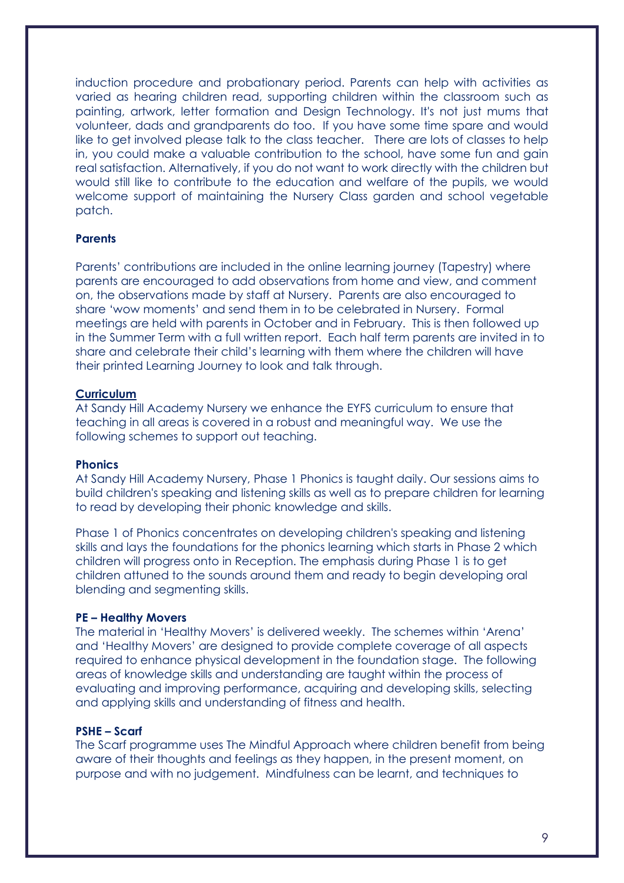induction procedure and probationary period. Parents can help with activities as varied as hearing children read, supporting children within the classroom such as painting, artwork, letter formation and Design Technology. It's not just mums that volunteer, dads and grandparents do too. If you have some time spare and would like to get involved please talk to the class teacher. There are lots of classes to help in, you could make a valuable contribution to the school, have some fun and gain real satisfaction. Alternatively, if you do not want to work directly with the children but would still like to contribute to the education and welfare of the pupils, we would welcome support of maintaining the Nursery Class garden and school vegetable patch.

**Parents**

Parents' contributions are included in the online learning journey (Tapestry) where parents are encouraged to add observations from home and view, and comment on, the observations made by staff at Nursery. Parents are also encouraged to share 'wow moments' and send them in to be celebrated in Nursery. Formal meetings are held with parents in October and in February. This is then followed up in the Summer Term with a full written report. Each half term parents are invited in to share and celebrate their child's learning with them where the children will have their printed Learning Journey to look and talk through.

**Curriculum**

At Sandy Hill Academy Nursery we enhance the EYFS curriculum to ensure that teaching in all areas is covered in a robust and meaningful way. We use the following schemes to support out teaching.

**Phonics**

At Sandy Hill Academy Nursery, Phase 1 Phonics is taught daily. Our sessions aims to build children's speaking and listening skills as well as to prepare children for learning to read by developing their phonic knowledge and skills.

Phase 1 of Phonics concentrates on developing children's speaking and listening skills and lays the foundations for the phonics learning which starts in Phase 2 which children will progress onto in Reception. The emphasis during Phase 1 is to get children attuned to the sounds around them and ready to begin developing oral blending and segmenting skills.

**PE – Healthy Movers**

The material in 'Healthy Movers' is delivered weekly. The schemes within 'Arena' and 'Healthy Movers' are designed to provide complete coverage of all aspects required to enhance physical development in the foundation stage. The following areas of knowledge skills and understanding are taught within the process of evaluating and improving performance, acquiring and developing skills, selecting and applying skills and understanding of fitness and health.

**PSHE – Scarf**

The Scarf programme uses The Mindful Approach where children benefit from being aware of their thoughts and feelings as they happen, in the present moment, on purpose and with no judgement. Mindfulness can be learnt, and techniques to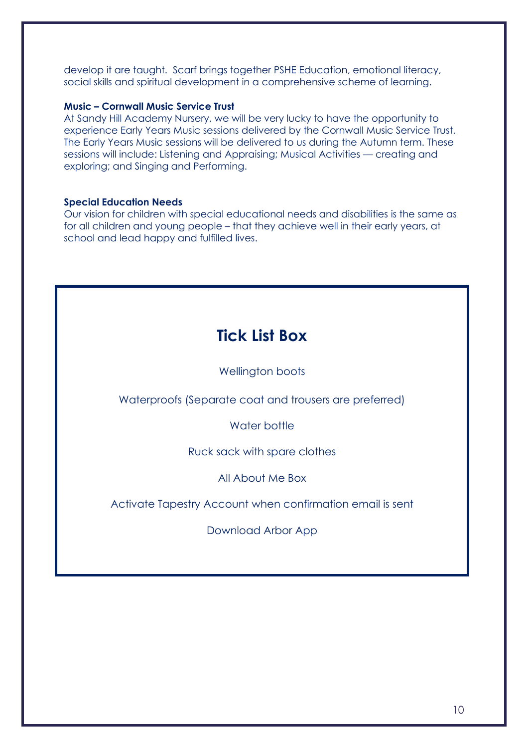develop it are taught. Scarf brings together PSHE Education, emotional literacy, social skills and spiritual development in a comprehensive scheme of learning.

**Music – Cornwall Music Service Trust**
At Sandy Hill Academy Nursery, we will be very lucky to have the opportunity to experience Early Years Music sessions delivered by the Cornwall Music Service Trust. The Early Years Music sessions will be delivered to us during the Autumn term. These sessions will include: Listening and Appraising; Musical Activities — creating and exploring; and Singing and Performing.

**Special Education Needs**
Our vision for children with special educational needs and disabilities is the same as for all children and young people – that they achieve well in their early years, at school and lead happy and fulfilled lives.

## Tick List Box

Wellington boots

Waterproofs (Separate coat and trousers are preferred)

Water bottle

Ruck sack with spare clothes

All About Me Box

Activate Tapestry Account when confirmation email is sent

Download Arbor App